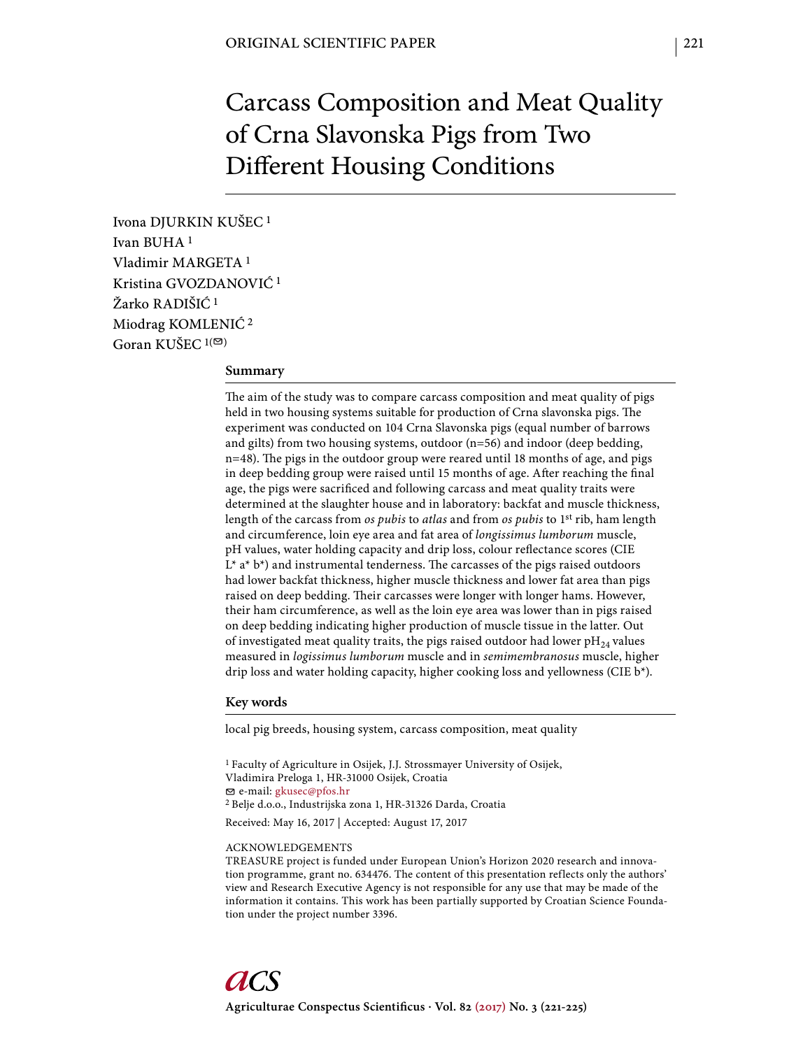ORIGINAL SCIENTIFIC PAPER

# Carcass Composition and Meat Quality of Crna Slavonska Pigs from Two Different Housing Conditions

Ivona DJURKIN KUŠEC [1]
Ivan BUHA [1]
Vladimir MARGETA [1]
Kristina GVOZDANOVIĆ [1]
Žarko RADIŠIĆ [1]
Miodrag KOMLENIĆ [2]
Goran KUŠEC [1(✉)]

## Summary

The aim of the study was to compare carcass composition and meat quality of pigs held in two housing systems suitable for production of Crna slavonska pigs. The experiment was conducted on 104 Crna Slavonska pigs (equal number of barrows and gilts) from two housing systems, outdoor (n=56) and indoor (deep bedding, n=48). The pigs in the outdoor group were reared until 18 months of age, and pigs in deep bedding group were raised until 15 months of age. After reaching the final age, the pigs were sacrificed and following carcass and meat quality traits were determined at the slaughter house and in laboratory: backfat and muscle thickness, length of the carcass from *os pubis* to *atlas* and from *os pubis* to 1st rib, ham length and circumference, loin eye area and fat area of *longissimus lumborum* muscle, pH values, water holding capacity and drip loss, colour reflectance scores (CIE L* a* b*) and instrumental tenderness. The carcasses of the pigs raised outdoors had lower backfat thickness, higher muscle thickness and lower fat area than pigs raised on deep bedding. Their carcasses were longer with longer hams. However, their ham circumference, as well as the loin eye area was lower than in pigs raised on deep bedding indicating higher production of muscle tissue in the latter. Out of investigated meat quality traits, the pigs raised outdoor had lower $pH_{24}$ values measured in *logissimus lumborum* muscle and in *semimembranosus* muscle, higher drip loss and water holding capacity, higher cooking loss and yellowness (CIE b*).

## Key words

local pig breeds, housing system, carcass composition, meat quality

[1] Faculty of Agriculture in Osijek, J.J. Strossmayer University of Osijek, Vladimira Preloga 1, HR-31000 Osijek, Croatia
✉ e-mail: gkusec@pfos.hr
[2] Belje d.o.o., Industrijska zona 1, HR-31326 Darda, Croatia

Received: May 16, 2017 | Accepted: August 17, 2017

ACKNOWLEDGEMENTS
TREASURE project is funded under European Union's Horizon 2020 research and innovation programme, grant no. 634476. The content of this presentation reflects only the authors' view and Research Executive Agency is not responsible for any use that may be made of the information it contains. This work has been partially supported by Croatian Science Foundation under the project number 3396.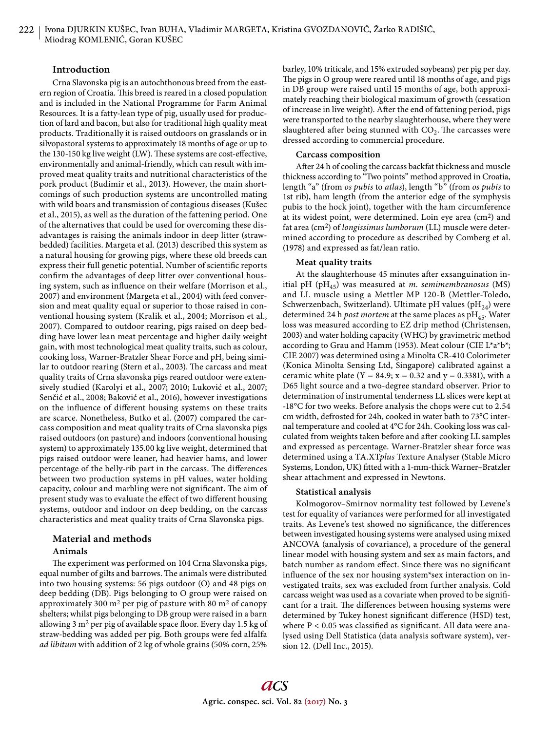## Introduction

Crna Slavonska pig is an autochthonous breed from the eastern region of Croatia. This breed is reared in a closed population and is included in the National Programme for Farm Animal Resources. It is a fatty-lean type of pig, usually used for production of lard and bacon, but also for traditional high quality meat products. Traditionally it is raised outdoors on grasslands or in silvopastoral systems to approximately 18 months of age or up to the 130-150 kg live weight (LW). These systems are cost-effective, environmentally and animal-friendly, which can result with improved meat quality traits and nutritional characteristics of the pork product (Budimir et al., 2013). However, the main shortcomings of such production systems are uncontrolled mating with wild boars and transmission of contagious diseases (Kušec et al., 2015), as well as the duration of the fattening period. One of the alternatives that could be used for overcoming these disadvantages is raising the animals indoor in deep litter (straw-bedded) facilities. Margeta et al. (2013) described this system as a natural housing for growing pigs, where these old breeds can express their full genetic potential. Number of scientific reports confirm the advantages of deep litter over conventional housing system, such as influence on their welfare (Morrison et al., 2007) and environment (Margeta et al., 2004) with feed conversion and meat quality equal or superior to those raised in conventional housing system (Kralik et al., 2004; Morrison et al., 2007). Compared to outdoor rearing, pigs raised on deep bedding have lower lean meat percentage and higher daily weight gain, with most technological meat quality traits, such as colour, cooking loss, Warner-Bratzler Shear Force and pH, being similar to outdoor rearing (Stern et al., 2003). The carcass and meat quality traits of Crna slavonska pigs reared outdoor were extensively studied (Karolyi et al., 2007; 2010; Luković et al., 2007; Senčić et al., 2008; Baković et al., 2016), however investigations on the influence of different housing systems on these traits are scarce. Nonetheless, Butko et al. (2007) compared the carcass composition and meat quality traits of Crna slavonska pigs raised outdoors (on pasture) and indoors (conventional housing system) to approximately 135.00 kg live weight, determined that pigs raised outdoor were leaner, had heavier hams, and lower percentage of the belly-rib part in the carcass. The differences between two production systems in pH values, water holding capacity, colour and marbling were not significant. The aim of present study was to evaluate the effect of two different housing systems, outdoor and indoor on deep bedding, on the carcass characteristics and meat quality traits of Crna Slavonska pigs.

## Material and methods

### Animals

The experiment was performed on 104 Crna Slavonska pigs, equal number of gilts and barrows. The animals were distributed into two housing systems: 56 pigs outdoor (O) and 48 pigs on deep bedding (DB). Pigs belonging to O group were raised on approximately 300 m$^2$ per pig of pasture with 80 m$^2$ of canopy shelters; whilst pigs belonging to DB group were raised in a barn allowing 3 m$^2$ per pig of available space floor. Every day 1.5 kg of straw-bedding was added per pig. Both groups were fed alfalfa *ad libitum* with addition of 2 kg of whole grains (50% corn, 25% barley, 10% triticale, and 15% extruded soybeans) per pig per day. The pigs in O group were reared until 18 months of age, and pigs in DB group were raised until 15 months of age, both approximately reaching their biological maximum of growth (cessation of increase in live weight). After the end of fattening period, pigs were transported to the nearby slaughterhouse, where they were slaughtered after being stunned with $CO_2$. The carcasses were dressed according to commercial procedure.

### Carcass composition

After 24 h of cooling the carcass backfat thickness and muscle thickness according to "Two points" method approved in Croatia, length "a" (from *os pubis* to *atlas*), length "b" (from *os pubis* to 1st rib), ham length (from the anterior edge of the symphysis pubis to the hock joint), together with the ham circumference at its widest point, were determined. Loin eye area (cm$^2$) and fat area (cm$^2$) of *longissimus lumborum* (LL) muscle were determined according to procedure as described by Comberg et al. (1978) and expressed as fat/lean ratio.

### Meat quality traits

At the slaughterhouse 45 minutes after exsanguination initial pH ($pH_{45}$) was measured at *m. semimembranosus* (MS) and LL muscle using a Mettler MP 120-B (Mettler-Toledo, Schwerzenbach, Switzerland). Ultimate pH values ($pH_{24}$) were determined 24 h *post mortem* at the same places as $pH_{45}$. Water loss was measured according to EZ drip method (Christensen, 2003) and water holding capacity (WHC) by gravimetric method according to Grau and Hamm (1953). Meat colour (CIE L*a*b*; CIE 2007) was determined using a Minolta CR-410 Colorimeter (Konica Minolta Sensing Ltd, Singapore) calibrated against a ceramic white plate (Y = 84.9; x = 0.32 and y = 0.3381), with a D65 light source and a two-degree standard observer. Prior to determination of instrumental tenderness LL slices were kept at -18°C for two weeks. Before analysis the chops were cut to 2.54 cm width, defrosted for 24h, cooked in water bath to 73°C internal temperature and cooled at 4°C for 24h. Cooking loss was calculated from weights taken before and after cooking LL samples and expressed as percentage. Warner-Bratzler shear force was determined using a TA.XT*plus* Texture Analyser (Stable Micro Systems, London, UK) fitted with a 1-mm-thick Warner–Bratzler shear attachment and expressed in Newtons.

### Statistical analysis

Kolmogorov–Smirnov normality test followed by Levene's test for equality of variances were performed for all investigated traits. As Levene's test showed no significance, the differences between investigated housing systems were analysed using mixed ANCOVA (analysis of covariance), a procedure of the general linear model with housing system and sex as main factors, and batch number as random effect. Since there was no significant influence of the sex nor housing system*sex interaction on investigated traits, sex was excluded from further analysis. Cold carcass weight was used as a covariate when proved to be significant for a trait. The differences between housing systems were determined by Tukey honest significant difference (HSD) test, where $P < 0.05$ was classified as significant. All data were analysed using Dell Statistica (data analysis software system), version 12. (Dell Inc., 2015).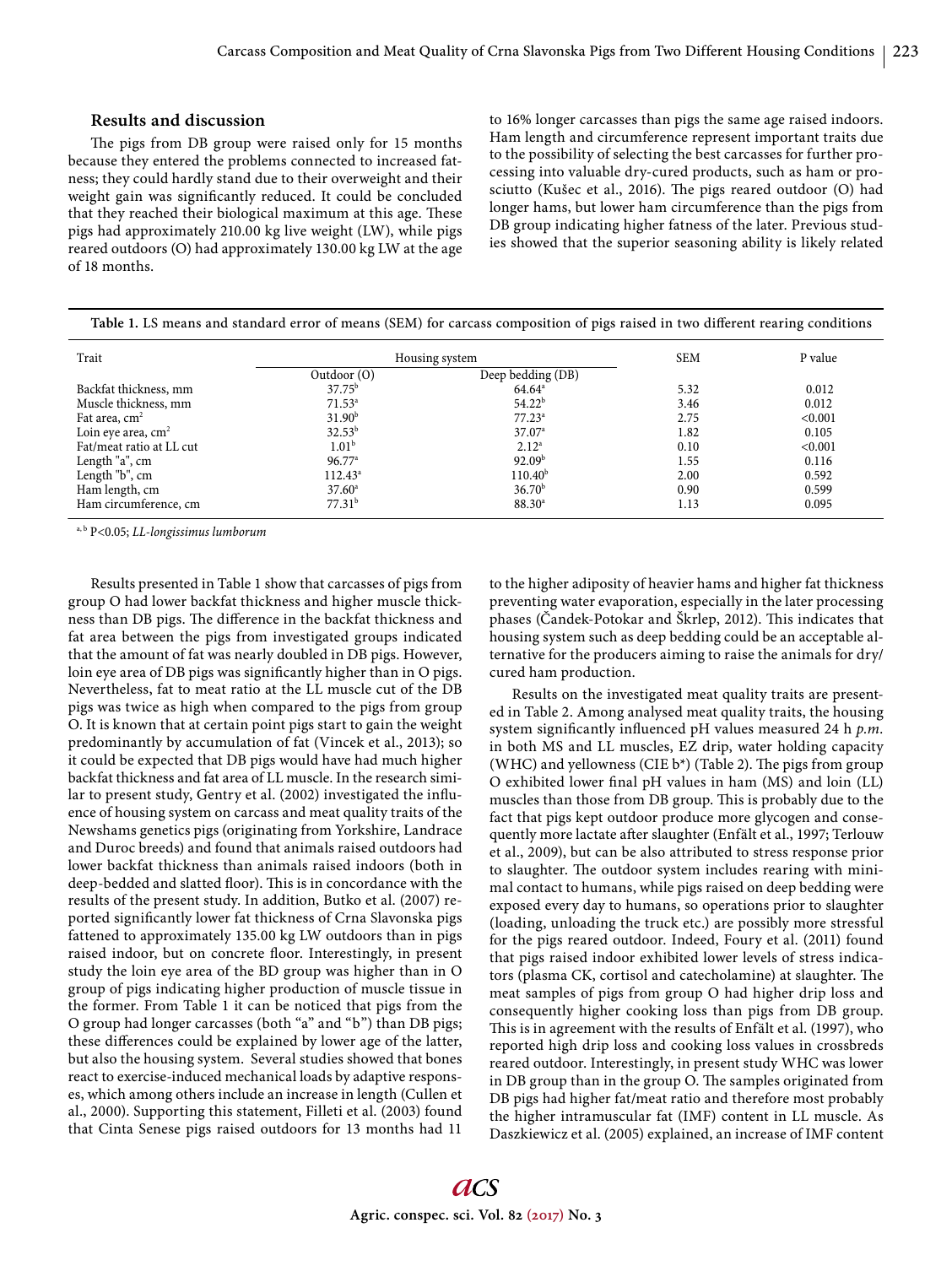## Results and discussion

The pigs from DB group were raised only for 15 months because they entered the problems connected to increased fatness; they could hardly stand due to their overweight and their weight gain was significantly reduced. It could be concluded that they reached their biological maximum at this age. These pigs had approximately 210.00 kg live weight (LW), while pigs reared outdoors (O) had approximately 130.00 kg LW at the age of 18 months.

**Table 1.** LS means and standard error of means (SEM) for carcass composition of pigs raised in two different rearing conditions

| Trait | Housing system | | SEM | P value |
|---|---|---|---|---|
| | Outdoor (O) | Deep bedding (DB) | | |
| Backfat thickness, mm | 37.75[b] | 64.64[a] | 5.32 | 0.012 |
| Muscle thickness, mm | 71.53[a] | 54.22[b] | 3.46 | 0.012 |
| Fat area, cm$^2$ | 31.90[b] | 77.23[a] | 2.75 | <0.001 |
| Loin eye area, cm$^2$ | 32.53[b] | 37.07[a] | 1.82 | 0.105 |
| Fat/meat ratio at LL cut | 1.01[b] | 2.12[a] | 0.10 | <0.001 |
| Length "a", cm | 96.77[a] | 92.09[b] | 1.55 | 0.116 |
| Length "b", cm | 112.43[a] | 110.40[b] | 2.00 | 0.592 |
| Ham length, cm | 37.60[a] | 36.70[b] | 0.90 | 0.599 |
| Ham circumference, cm | 77.31[b] | 88.30[a] | 1.13 | 0.095 |

[a, b] P<0.05; *LL-longissimus lumborum*

Results presented in Table 1 show that carcasses of pigs from group O had lower backfat thickness and higher muscle thickness than DB pigs. The difference in the backfat thickness and fat area between the pigs from investigated groups indicated that the amount of fat was nearly doubled in DB pigs. However, loin eye area of DB pigs was significantly higher than in O pigs. Nevertheless, fat to meat ratio at the LL muscle cut of the DB pigs was twice as high when compared to the pigs from group O. It is known that at certain point pigs start to gain the weight predominantly by accumulation of fat (Vincek et al., 2013); so it could be expected that DB pigs would have had much higher backfat thickness and fat area of LL muscle. In the research similar to present study, Gentry et al. (2002) investigated the influence of housing system on carcass and meat quality traits of the Newshams genetics pigs (originating from Yorkshire, Landrace and Duroc breeds) and found that animals raised outdoors had lower backfat thickness than animals raised indoors (both in deep-bedded and slatted floor). This is in concordance with the results of the present study. In addition, Butko et al. (2007) reported significantly lower fat thickness of Crna Slavonska pigs fattened to approximately 135.00 kg LW outdoors than in pigs raised indoor, but on concrete floor. Interestingly, in present study the loin eye area of the BD group was higher than in O group of pigs indicating higher production of muscle tissue in the former. From Table 1 it can be noticed that pigs from the O group had longer carcasses (both "a" and "b") than DB pigs; these differences could be explained by lower age of the latter, but also the housing system. Several studies showed that bones react to exercise-induced mechanical loads by adaptive responses, which among others include an increase in length (Cullen et al., 2000). Supporting this statement, Filleti et al. (2003) found that Cinta Senese pigs raised outdoors for 13 months had 11 to 16% longer carcasses than pigs the same age raised indoors. Ham length and circumference represent important traits due to the possibility of selecting the best carcasses for further processing into valuable dry-cured products, such as ham or prosciutto (Kušec et al., 2016). The pigs reared outdoor (O) had longer hams, but lower ham circumference than the pigs from DB group indicating higher fatness of the later. Previous studies showed that the superior seasoning ability is likely related to the higher adiposity of heavier hams and higher fat thickness preventing water evaporation, especially in the later processing phases (Čandek-Potokar and Škrlep, 2012). This indicates that housing system such as deep bedding could be an acceptable alternative for the producers aiming to raise the animals for dry/cured ham production.

Results on the investigated meat quality traits are presented in Table 2. Among analysed meat quality traits, the housing system significantly influenced pH values measured 24 h *p.m.* in both MS and LL muscles, EZ drip, water holding capacity (WHC) and yellowness (CIE b*) (Table 2). The pigs from group O exhibited lower final pH values in ham (MS) and loin (LL) muscles than those from DB group. This is probably due to the fact that pigs kept outdoor produce more glycogen and consequently more lactate after slaughter (Enfält et al., 1997; Terlouw et al., 2009), but can be also attributed to stress response prior to slaughter. The outdoor system includes rearing with minimal contact to humans, while pigs raised on deep bedding were exposed every day to humans, so operations prior to slaughter (loading, unloading the truck etc.) are possibly more stressful for the pigs reared outdoor. Indeed, Foury et al. (2011) found that pigs raised indoor exhibited lower levels of stress indicators (plasma CK, cortisol and catecholamine) at slaughter. The meat samples of pigs from group O had higher drip loss and consequently higher cooking loss than pigs from DB group. This is in agreement with the results of Enfält et al. (1997), who reported high drip loss and cooking loss values in crossbreds reared outdoor. Interestingly, in present study WHC was lower in DB group than in the group O. The samples originated from DB pigs had higher fat/meat ratio and therefore most probably the higher intramuscular fat (IMF) content in LL muscle. As Daszkiewicz et al. (2005) explained, an increase of IMF content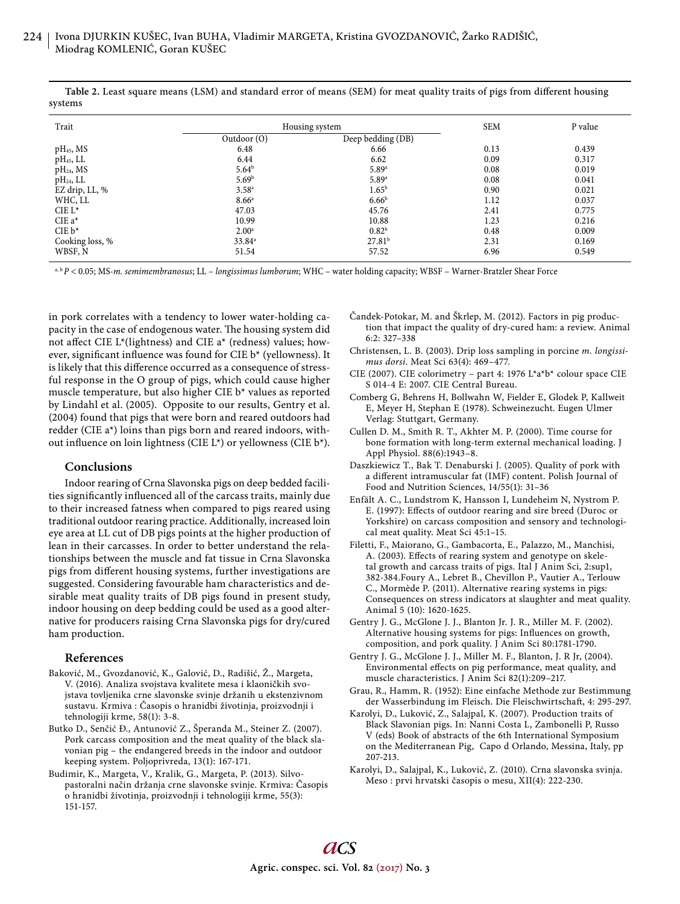**Table 2.** Least square means (LSM) and standard error of means (SEM) for meat quality traits of pigs from different housing systems

| Trait | Housing system | | SEM | P value |
|---|---|---|---|---|
| | Outdoor (O) | Deep bedding (DB) | | |
| $pH_{45}$, MS | 6.48 | 6.66 | 0.13 | 0.439 |
| $pH_{45}$, LL | 6.44 | 6.62 | 0.09 | 0.317 |
| $pH_{24}$, MS | $5.64^b$ | $5.89^a$ | 0.08 | 0.019 |
| $pH_{24}$, LL | $5.69^b$ | $5.89^a$ | 0.08 | 0.041 |
| EZ drip, LL, % | $3.58^a$ | $1.65^b$ | 0.90 | 0.021 |
| WHC, LL | $8.66^a$ | $6.66^b$ | 1.12 | 0.037 |
| CIE L* | 47.03 | 45.76 | 2.41 | 0.775 |
| CIE a* | 10.99 | 10.88 | 1.23 | 0.216 |
| CIE b* | $2.00^a$ | $0.82^b$ | 0.48 | 0.009 |
| Cooking loss, % | $33.84^a$ | $27.81^b$ | 2.31 | 0.169 |
| WBSF, N | 51.54 | 57.52 | 6.96 | 0.549 |

[a, b] $P < 0.05$; MS-*m. semimembranosus*; LL – *longissimus lumborum*; WHC – water holding capacity; WBSF – Warner-Bratzler Shear Force

in pork correlates with a tendency to lower water-holding capacity in the case of endogenous water. The housing system did not affect CIE L*(lightness) and CIE a* (redness) values; however, significant influence was found for CIE b* (yellowness). It is likely that this difference occurred as a consequence of stressful response in the O group of pigs, which could cause higher muscle temperature, but also higher CIE b* values as reported by Lindahl et al. (2005). Opposite to our results, Gentry et al. (2004) found that pigs that were born and reared outdoors had redder (CIE a*) loins than pigs born and reared indoors, without influence on loin lightness (CIE L*) or yellowness (CIE b*).

## Conclusions

Indoor rearing of Crna Slavonska pigs on deep bedded facilities significantly influenced all of the carcass traits, mainly due to their increased fatness when compared to pigs reared using traditional outdoor rearing practice. Additionally, increased loin eye area at LL cut of DB pigs points at the higher production of lean in their carcasses. In order to better understand the relationships between the muscle and fat tissue in Crna Slavonska pigs from different housing systems, further investigations are suggested. Considering favourable ham characteristics and desirable meat quality traits of DB pigs found in present study, indoor housing on deep bedding could be used as a good alternative for producers raising Crna Slavonska pigs for dry/cured ham production.

## References

Baković, M., Gvozdanović, K., Galović, D., Radišić, Ž., Margeta, V. (2016). Analiza svojstava kvalitete mesa i klaoničkih svojstava tovljenika crne slavonske svinje držanih u ekstenzivnom sustavu. Krmiva : Časopis o hranidbi životinja, proizvodnji i tehnologiji krme, 58(1): 3-8.

Butko D., Senčić Đ., Antunović Z., Šperanda M., Steiner Z. (2007). Pork carcass composition and the meat quality of the black slavonian pig – the endangered breeds in the indoor and outdoor keeping system. Poljoprivreda, 13(1): 167-171.

Budimir, K., Margeta, V., Kralik, G., Margeta, P. (2013). Silvopastoralni način držanja crne slavonske svinje. Krmiva: Časopis o hranidbi životinja, proizvodnji i tehnologiji krme, 55(3): 151-157.

Čandek-Potokar, M. and Škrlep, M. (2012). Factors in pig production that impact the quality of dry-cured ham: a review. Animal 6:2: 327–338

Christensen, L. B. (2003). Drip loss sampling in porcine *m. longissimus dorsi*. Meat Sci 63(4): 469–477.

CIE (2007). CIE colorimetry – part 4: 1976 L*a*b* colour space CIE S 014-4 E: 2007. CIE Central Bureau.

Comberg G, Behrens H, Bollwahn W, Fielder E, Glodek P, Kallweit E, Meyer H, Stephan E (1978). Schweinezucht. Eugen Ulmer Verlag: Stuttgart, Germany.

Cullen D. M., Smith R. T., Akhter M. P. (2000). Time course for bone formation with long-term external mechanical loading. J Appl Physiol. 88(6):1943–8.

Daszkiewicz T., Bak T. Denaburski J. (2005). Quality of pork with a different intramuscular fat (IMF) content. Polish Journal of Food and Nutrition Sciences, 14/55(1): 31–36

Enfält A. C., Lundstrom K, Hansson I, Lundeheim N, Nystrom P. E. (1997): Effects of outdoor rearing and sire breed (Duroc or Yorkshire) on carcass composition and sensory and technological meat quality. Meat Sci 45:1–15.

Filetti, F., Maiorano, G., Gambacorta, E., Palazzo, M., Manchisi, A. (2003). Effects of rearing system and genotype on skeletal growth and carcass traits of pigs. Ital J Anim Sci, 2:sup1, 382-384.Foury A., Lebret B., Chevillon P., Vautier A., Terlouw C., Mormède P. (2011). Alternative rearing systems in pigs: Consequences on stress indicators at slaughter and meat quality. Animal 5 (10): 1620-1625.

Gentry J. G., McGlone J. J., Blanton Jr. J. R., Miller M. F. (2002). Alternative housing systems for pigs: Influences on growth, composition, and pork quality. J Anim Sci 80:1781-1790.

Gentry J. G., McGlone J. J., Miller M. F., Blanton, J. R Jr, (2004). Environmental effects on pig performance, meat quality, and muscle characteristics. J Anim Sci 82(1):209–217.

Grau, R., Hamm, R. (1952): Eine einfache Methode zur Bestimmung der Wasserbindung im Fleisch. Die Fleischwirtschaft, 4: 295-297.

Karolyi, D., Luković, Z., Salajpal, K. (2007). Production traits of Black Slavonian pigs. In: Nanni Costa L, Zambonelli P, Russo V (eds) Book of abstracts of the 6th International Symposium on the Mediterranean Pig, Capo d Orlando, Messina, Italy, pp 207-213.

Karolyi, D., Salajpal, K., Luković, Z. (2010). Crna slavonska svinja. Meso : prvi hrvatski časopis o mesu, XII(4): 222-230.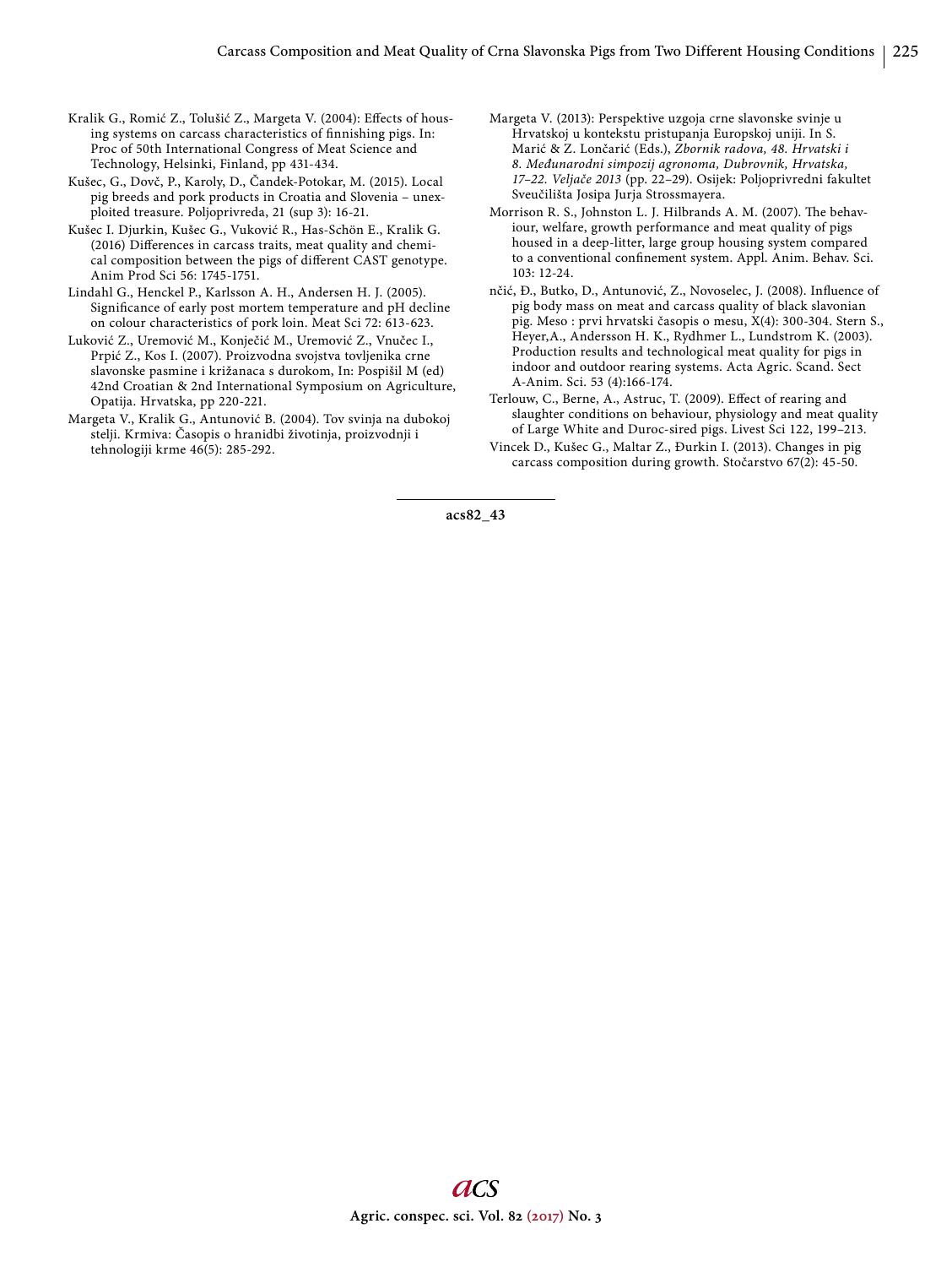Kralik G., Romić Z., Tolušić Z., Margeta V. (2004): Effects of housing systems on carcass characteristics of finnishing pigs. In: Proc of 50th International Congress of Meat Science and Technology, Helsinki, Finland, pp 431-434.

Kušec, G., Dovč, P., Karoly, D., Čandek-Potokar, M. (2015). Local pig breeds and pork products in Croatia and Slovenia – unexploited treasure. Poljoprivreda, 21 (sup 3): 16-21.

Kušec I. Djurkin, Kušec G., Vuković R., Has-Schön E., Kralik G. (2016) Differences in carcass traits, meat quality and chemical composition between the pigs of different CAST genotype. Anim Prod Sci 56: 1745-1751.

Lindahl G., Henckel P., Karlsson A. H., Andersen H. J. (2005). Significance of early post mortem temperature and pH decline on colour characteristics of pork loin. Meat Sci 72: 613-623.

Luković Z., Uremović M., Konječić M., Uremović Z., Vnučec I., Prpić Z., Kos I. (2007). Proizvodna svojstva tovljenika crne slavonske pasmine i križanaca s durokom, In: Pospišil M (ed) 42nd Croatian & 2nd International Symposium on Agriculture, Opatija. Hrvatska, pp 220-221.

Margeta V., Kralik G., Antunović B. (2004). Tov svinja na dubokoj stelji. Krmiva: Časopis o hranidbi životinja, proizvodnji i tehnologiji krme 46(5): 285-292.

Margeta V. (2013): Perspektive uzgoja crne slavonske svinje u Hrvatskoj u kontekstu pristupanja Europskoj uniji. In S. Marić & Z. Lončarić (Eds.), *Zbornik radova, 48. Hrvatski i 8. Međunarodni simpozij agronoma, Dubrovnik, Hrvatska, 17–22. Veljače 2013* (pp. 22–29). Osijek: Poljoprivredni fakultet Sveučilišta Josipa Jurja Strossmayera.

Morrison R. S., Johnston L. J. Hilbrands A. M. (2007). The behaviour, welfare, growth performance and meat quality of pigs housed in a deep-litter, large group housing system compared to a conventional confinement system. Appl. Anim. Behav. Sci. 103: 12-24.

nčić, Đ., Butko, D., Antunović, Z., Novoselec, J. (2008). Influence of pig body mass on meat and carcass quality of black slavonian pig. Meso : prvi hrvatski časopis o mesu, X(4): 300-304. Stern S., Heyer,A., Andersson H. K., Rydhmer L., Lundstrom K. (2003). Production results and technological meat quality for pigs in indoor and outdoor rearing systems. Acta Agric. Scand. Sect A-Anim. Sci. 53 (4):166-174.

Terlouw, C., Berne, A., Astruc, T. (2009). Effect of rearing and slaughter conditions on behaviour, physiology and meat quality of Large White and Duroc-sired pigs. Livest Sci 122, 199–213.

Vincek D., Kušec G., Maltar Z., Đurkin I. (2013). Changes in pig carcass composition during growth. Stočarstvo 67(2): 45-50.

**acs82_43**